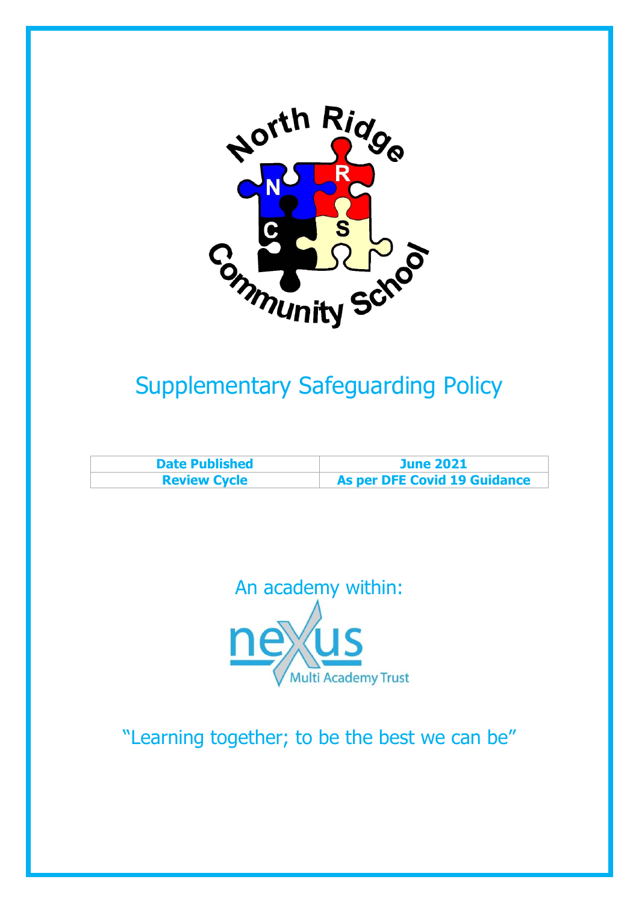North Ridge Community School

# Supplementary Safeguarding Policy

| Date Published | June 2021 |
| --- | --- |
| Review Cycle | As per DFE Covid 19 Guidance |

An academy within:

nexus Multi Academy Trust

"Learning together; to be the best we can be"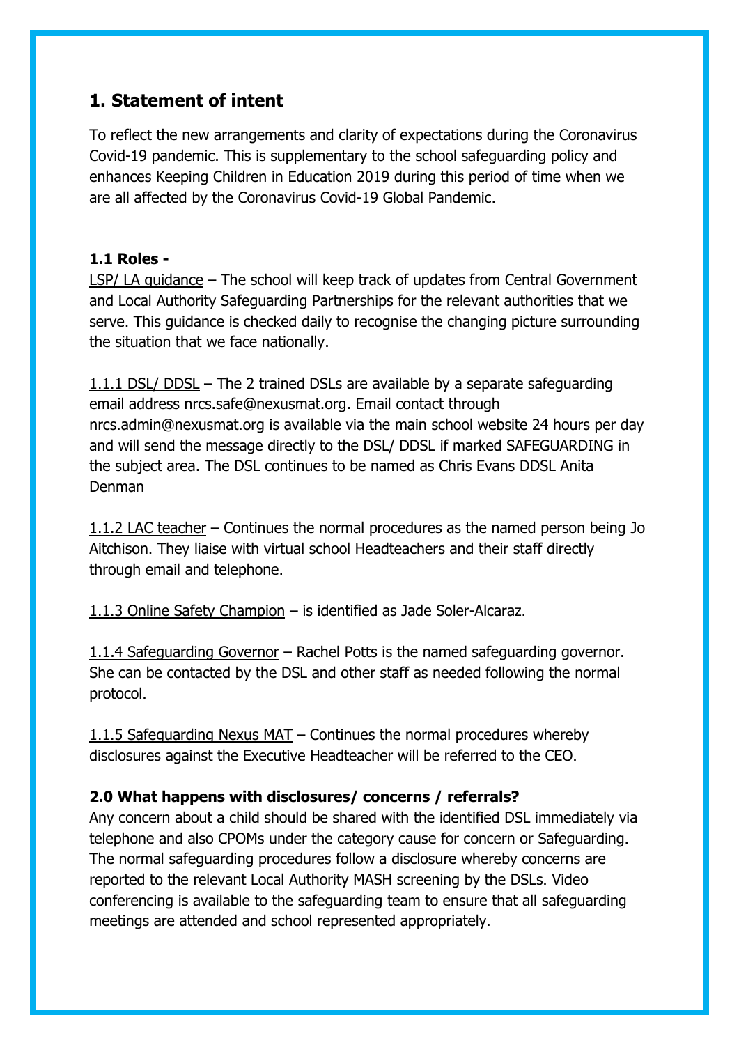## 1. Statement of intent

To reflect the new arrangements and clarity of expectations during the Coronavirus Covid-19 pandemic. This is supplementary to the school safeguarding policy and enhances Keeping Children in Education 2019 during this period of time when we are all affected by the Coronavirus Covid-19 Global Pandemic.

### 1.1 Roles -

LSP/ LA guidance – The school will keep track of updates from Central Government and Local Authority Safeguarding Partnerships for the relevant authorities that we serve. This guidance is checked daily to recognise the changing picture surrounding the situation that we face nationally.

1.1.1 DSL/ DDSL – The 2 trained DSLs are available by a separate safeguarding email address nrcs.safe@nexusmat.org. Email contact through nrcs.admin@nexusmat.org is available via the main school website 24 hours per day and will send the message directly to the DSL/ DDSL if marked SAFEGUARDING in the subject area. The DSL continues to be named as Chris Evans DDSL Anita Denman

1.1.2 LAC teacher – Continues the normal procedures as the named person being Jo Aitchison. They liaise with virtual school Headteachers and their staff directly through email and telephone.

1.1.3 Online Safety Champion – is identified as Jade Soler-Alcaraz.

1.1.4 Safeguarding Governor – Rachel Potts is the named safeguarding governor. She can be contacted by the DSL and other staff as needed following the normal protocol.

1.1.5 Safeguarding Nexus MAT – Continues the normal procedures whereby disclosures against the Executive Headteacher will be referred to the CEO.

### 2.0 What happens with disclosures/ concerns / referrals?

Any concern about a child should be shared with the identified DSL immediately via telephone and also CPOMs under the category cause for concern or Safeguarding. The normal safeguarding procedures follow a disclosure whereby concerns are reported to the relevant Local Authority MASH screening by the DSLs. Video conferencing is available to the safeguarding team to ensure that all safeguarding meetings are attended and school represented appropriately.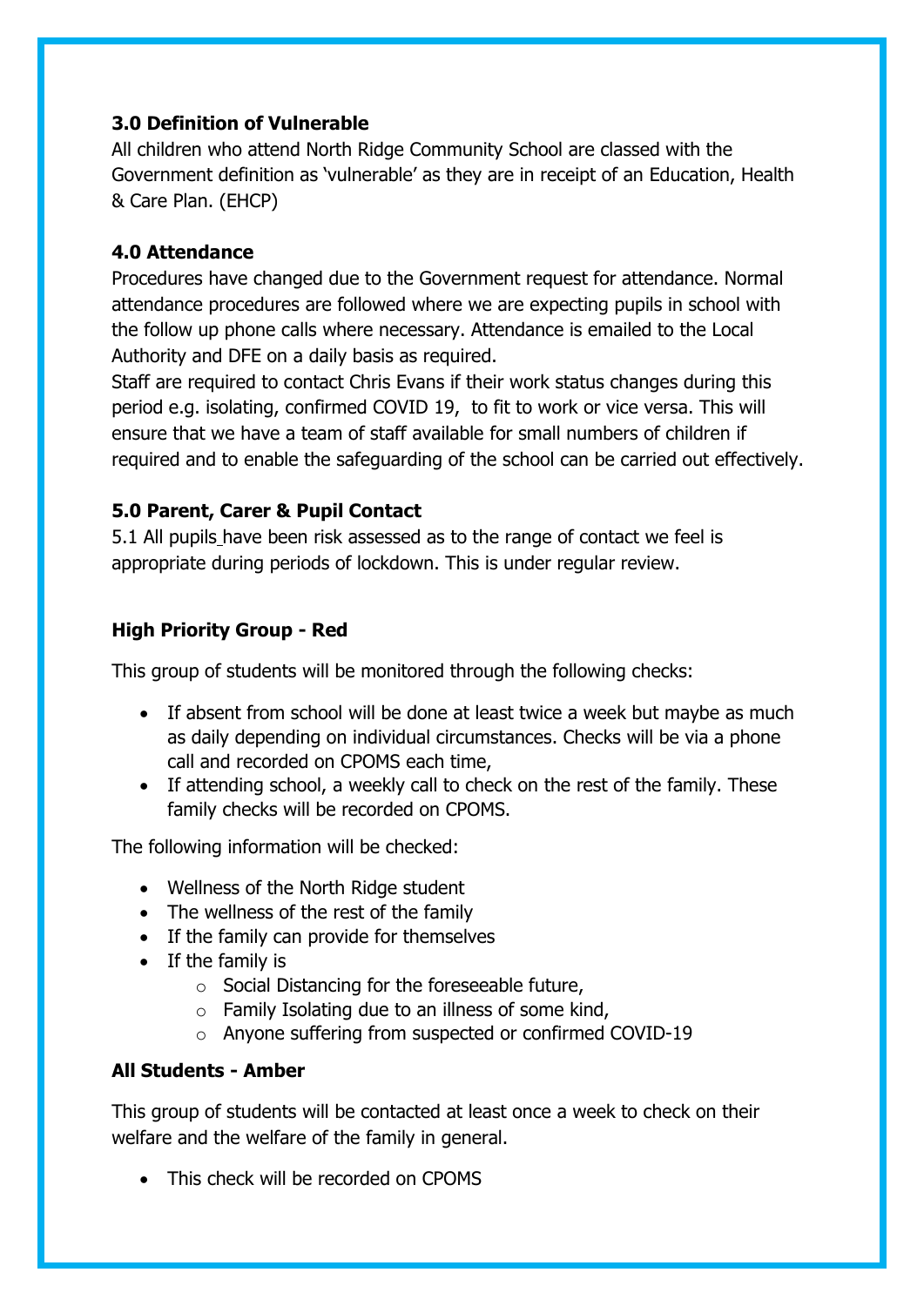**3.0 Definition of Vulnerable**

All children who attend North Ridge Community School are classed with the Government definition as 'vulnerable' as they are in receipt of an Education, Health & Care Plan. (EHCP)

**4.0 Attendance**

Procedures have changed due to the Government request for attendance. Normal attendance procedures are followed where we are expecting pupils in school with the follow up phone calls where necessary. Attendance is emailed to the Local Authority and DFE on a daily basis as required.

Staff are required to contact Chris Evans if their work status changes during this period e.g. isolating, confirmed COVID 19, to fit to work or vice versa. This will ensure that we have a team of staff available for small numbers of children if required and to enable the safeguarding of the school can be carried out effectively.

**5.0 Parent, Carer & Pupil Contact**

5.1 All pupils have been risk assessed as to the range of contact we feel is appropriate during periods of lockdown. This is under regular review.

**High Priority Group - Red**

This group of students will be monitored through the following checks:

- If absent from school will be done at least twice a week but maybe as much as daily depending on individual circumstances. Checks will be via a phone call and recorded on CPOMS each time,
- If attending school, a weekly call to check on the rest of the family. These family checks will be recorded on CPOMS.

The following information will be checked:

- Wellness of the North Ridge student
- The wellness of the rest of the family
- If the family can provide for themselves
- If the family is
  - Social Distancing for the foreseeable future,
  - Family Isolating due to an illness of some kind,
  - Anyone suffering from suspected or confirmed COVID-19

**All Students - Amber**

This group of students will be contacted at least once a week to check on their welfare and the welfare of the family in general.

- This check will be recorded on CPOMS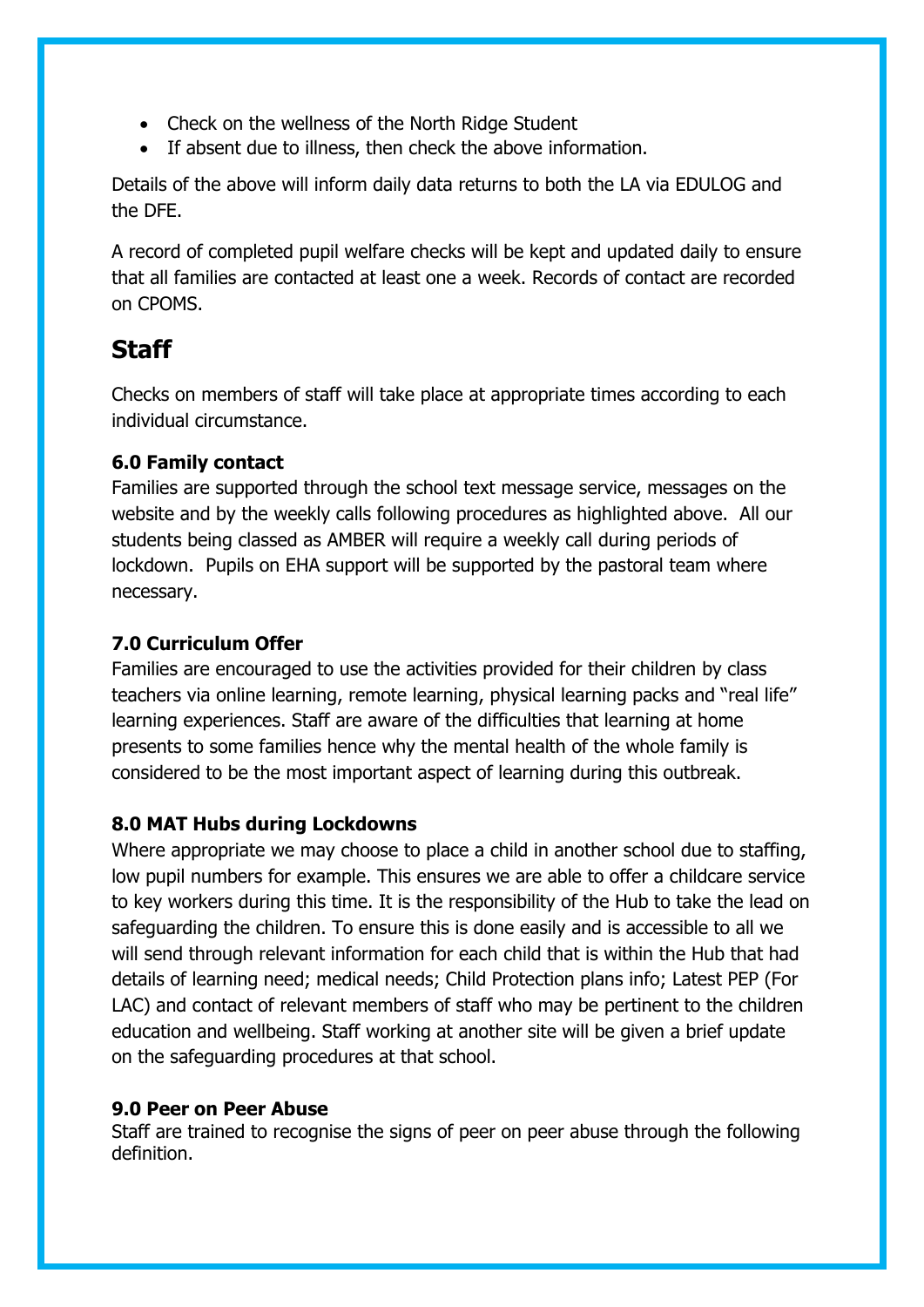- Check on the wellness of the North Ridge Student
- If absent due to illness, then check the above information.

Details of the above will inform daily data returns to both the LA via EDULOG and the DFE.

A record of completed pupil welfare checks will be kept and updated daily to ensure that all families are contacted at least one a week. Records of contact are recorded on CPOMS.

## Staff

Checks on members of staff will take place at appropriate times according to each individual circumstance.

**6.0 Family contact**

Families are supported through the school text message service, messages on the website and by the weekly calls following procedures as highlighted above. All our students being classed as AMBER will require a weekly call during periods of lockdown. Pupils on EHA support will be supported by the pastoral team where necessary.

**7.0 Curriculum Offer**

Families are encouraged to use the activities provided for their children by class teachers via online learning, remote learning, physical learning packs and "real life" learning experiences. Staff are aware of the difficulties that learning at home presents to some families hence why the mental health of the whole family is considered to be the most important aspect of learning during this outbreak.

**8.0 MAT Hubs during Lockdowns**

Where appropriate we may choose to place a child in another school due to staffing, low pupil numbers for example. This ensures we are able to offer a childcare service to key workers during this time. It is the responsibility of the Hub to take the lead on safeguarding the children. To ensure this is done easily and is accessible to all we will send through relevant information for each child that is within the Hub that had details of learning need; medical needs; Child Protection plans info; Latest PEP (For LAC) and contact of relevant members of staff who may be pertinent to the children education and wellbeing. Staff working at another site will be given a brief update on the safeguarding procedures at that school.

**9.0 Peer on Peer Abuse**

Staff are trained to recognise the signs of peer on peer abuse through the following definition.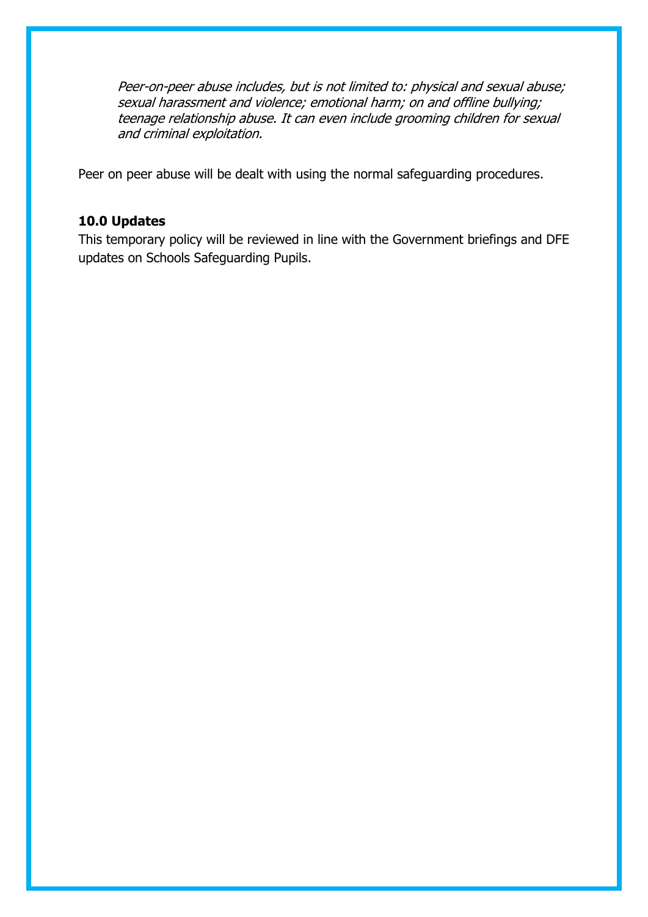> *Peer-on-peer abuse includes, but is not limited to: physical and sexual abuse; sexual harassment and violence; emotional harm; on and offline bullying; teenage relationship abuse. It can even include grooming children for sexual and criminal exploitation.*

Peer on peer abuse will be dealt with using the normal safeguarding procedures.

**10.0 Updates**

This temporary policy will be reviewed in line with the Government briefings and DFE updates on Schools Safeguarding Pupils.